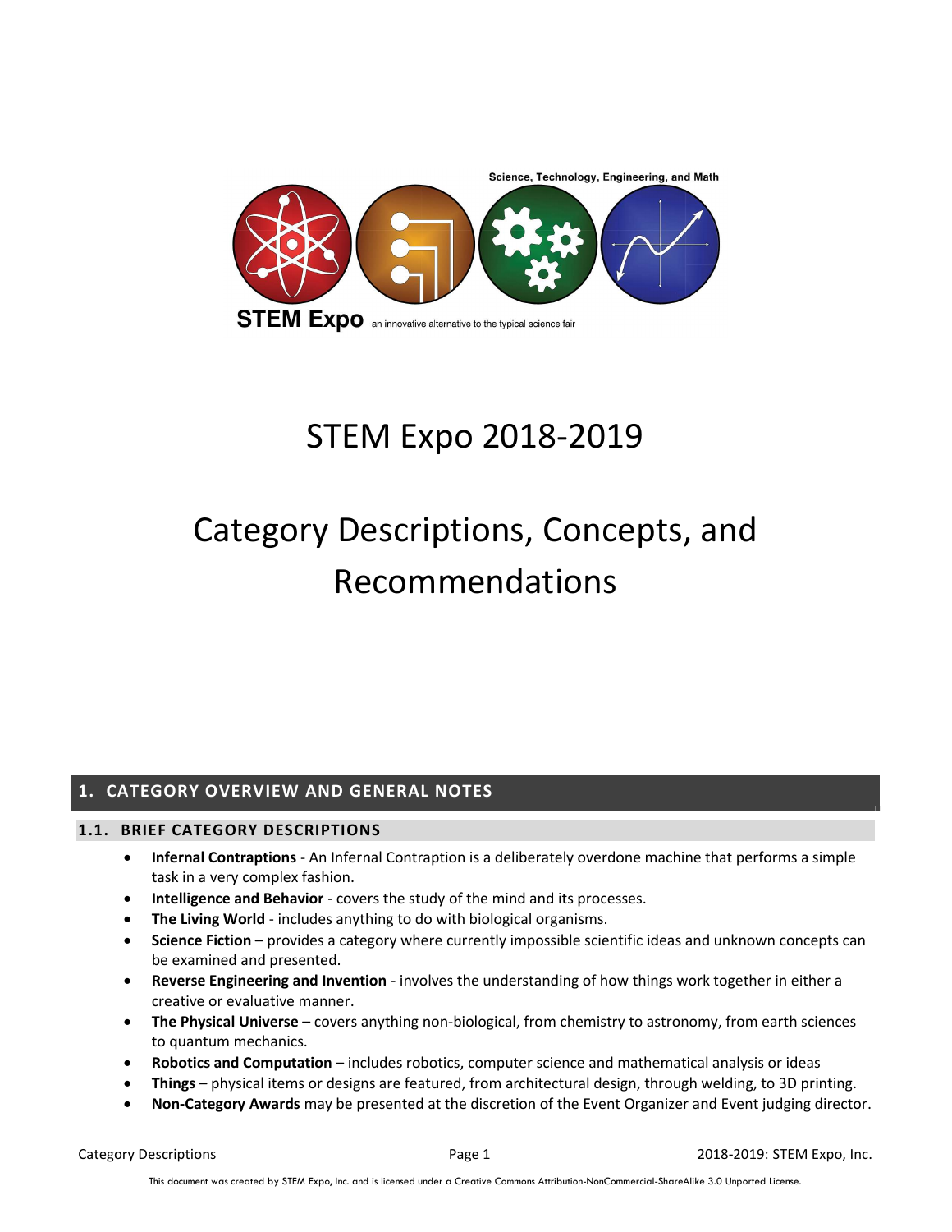Science, Technology, Engineering, and Math

STEM Expo an innovative alternative to the typical science fair

# STEM Expo 2018-2019

# Category Descriptions, Concepts, and Recommendations

## 1. CATEGORY OVERVIEW AND GENERAL NOTES

### 1.1. BRIEF CATEGORY DESCRIPTIONS

- **Infernal Contraptions** - An Infernal Contraption is a deliberately overdone machine that performs a simple task in a very complex fashion.
- **Intelligence and Behavior** - covers the study of the mind and its processes.
- **The Living World** - includes anything to do with biological organisms.
- **Science Fiction** – provides a category where currently impossible scientific ideas and unknown concepts can be examined and presented.
- **Reverse Engineering and Invention** - involves the understanding of how things work together in either a creative or evaluative manner.
- **The Physical Universe** – covers anything non-biological, from chemistry to astronomy, from earth sciences to quantum mechanics.
- **Robotics and Computation** – includes robotics, computer science and mathematical analysis or ideas
- **Things** – physical items or designs are featured, from architectural design, through welding, to 3D printing.
- **Non-Category Awards** may be presented at the discretion of the Event Organizer and Event judging director.

This document was created by STEM Expo, Inc. and is licensed under a Creative Commons Attribution-NonCommercial-ShareAlike 3.0 Unported License.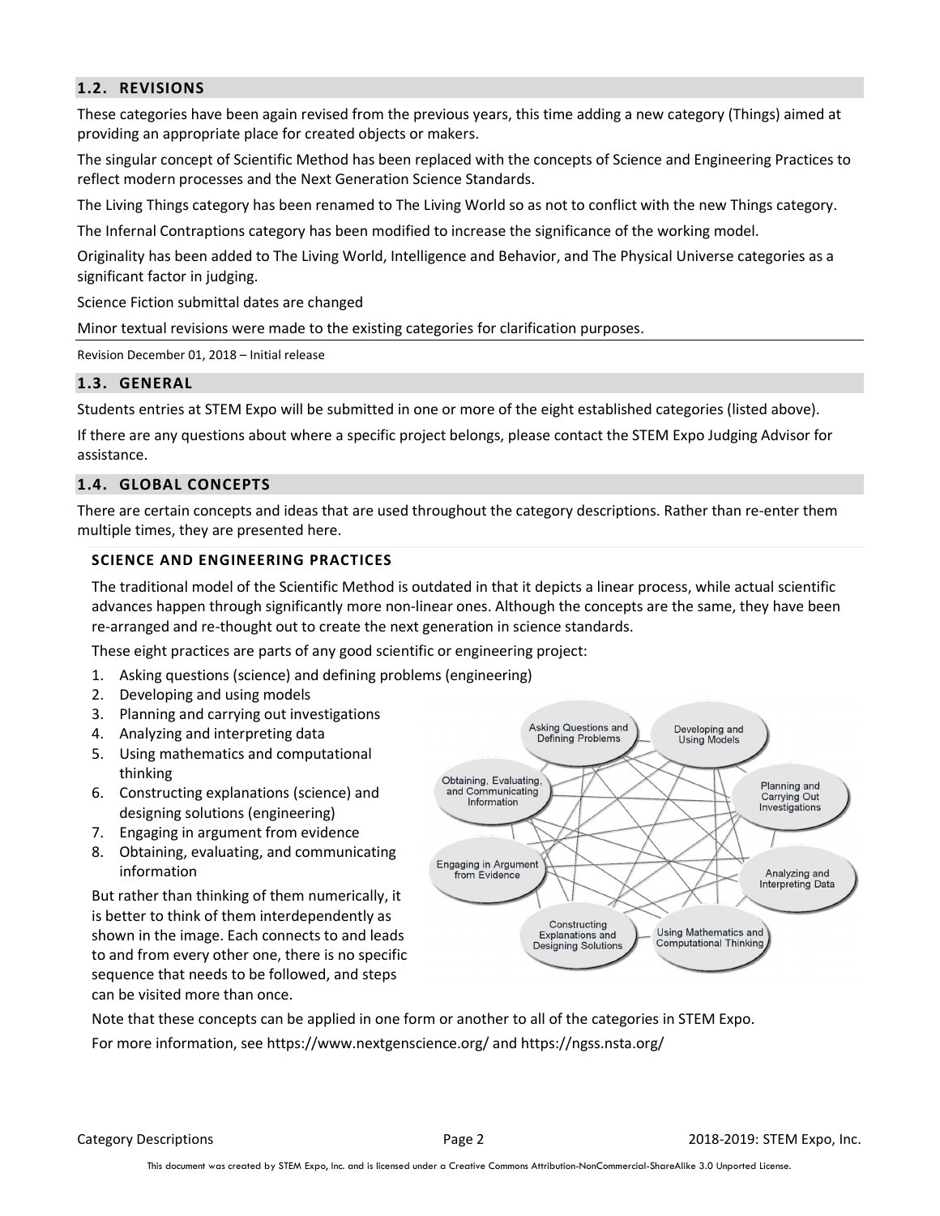## 1.2. REVISIONS

These categories have been again revised from the previous years, this time adding a new category (Things) aimed at providing an appropriate place for created objects or makers.

The singular concept of Scientific Method has been replaced with the concepts of Science and Engineering Practices to reflect modern processes and the Next Generation Science Standards.

The Living Things category has been renamed to The Living World so as not to conflict with the new Things category.

The Infernal Contraptions category has been modified to increase the significance of the working model.

Originality has been added to The Living World, Intelligence and Behavior, and The Physical Universe categories as a significant factor in judging.

Science Fiction submittal dates are changed

Minor textual revisions were made to the existing categories for clarification purposes.

Revision December 01, 2018 – Initial release

## 1.3. GENERAL

Students entries at STEM Expo will be submitted in one or more of the eight established categories (listed above).

If there are any questions about where a specific project belongs, please contact the STEM Expo Judging Advisor for assistance.

## 1.4. GLOBAL CONCEPTS

There are certain concepts and ideas that are used throughout the category descriptions. Rather than re-enter them multiple times, they are presented here.

### SCIENCE AND ENGINEERING PRACTICES

The traditional model of the Scientific Method is outdated in that it depicts a linear process, while actual scientific advances happen through significantly more non-linear ones. Although the concepts are the same, they have been re-arranged and re-thought out to create the next generation in science standards.

These eight practices are parts of any good scientific or engineering project:

1. Asking questions (science) and defining problems (engineering)
2. Developing and using models
3. Planning and carrying out investigations
4. Analyzing and interpreting data
5. Using mathematics and computational thinking
6. Constructing explanations (science) and designing solutions (engineering)
7. Engaging in argument from evidence
8. Obtaining, evaluating, and communicating information

But rather than thinking of them numerically, it is better to think of them interdependently as shown in the image. Each connects to and leads to and from every other one, there is no specific sequence that needs to be followed, and steps can be visited more than once.

Note that these concepts can be applied in one form or another to all of the categories in STEM Expo.

For more information, see https://www.nextgenscience.org/ and https://ngss.nsta.org/

This document was created by STEM Expo, Inc. and is licensed under a Creative Commons Attribution-NonCommercial-ShareAlike 3.0 Unported License.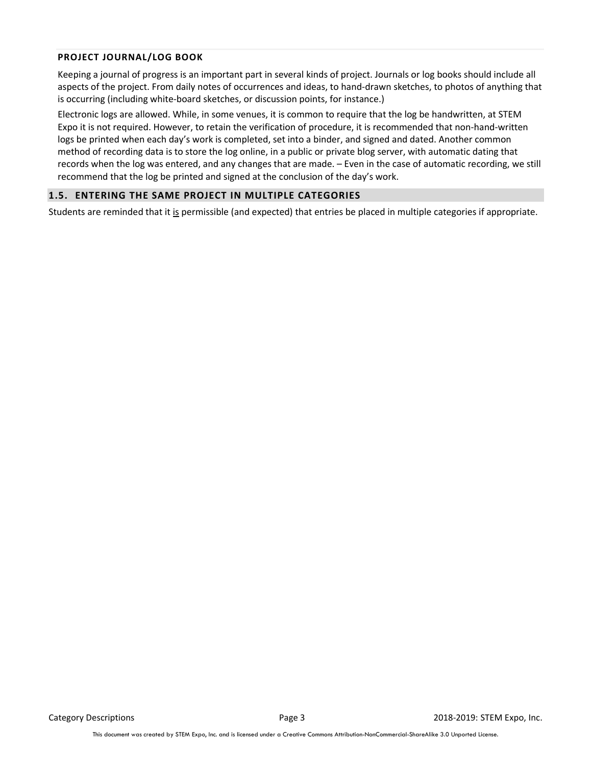#### PROJECT JOURNAL/LOG BOOK

Keeping a journal of progress is an important part in several kinds of project. Journals or log books should include all aspects of the project. From daily notes of occurrences and ideas, to hand-drawn sketches, to photos of anything that is occurring (including white-board sketches, or discussion points, for instance.)

Electronic logs are allowed. While, in some venues, it is common to require that the log be handwritten, at STEM Expo it is not required. However, to retain the verification of procedure, it is recommended that non-hand-written logs be printed when each day's work is completed, set into a binder, and signed and dated. Another common method of recording data is to store the log online, in a public or private blog server, with automatic dating that records when the log was entered, and any changes that are made. – Even in the case of automatic recording, we still recommend that the log be printed and signed at the conclusion of the day's work.

### 1.5. ENTERING THE SAME PROJECT IN MULTIPLE CATEGORIES

Students are reminded that it <u>is</u> permissible (and expected) that entries be placed in multiple categories if appropriate.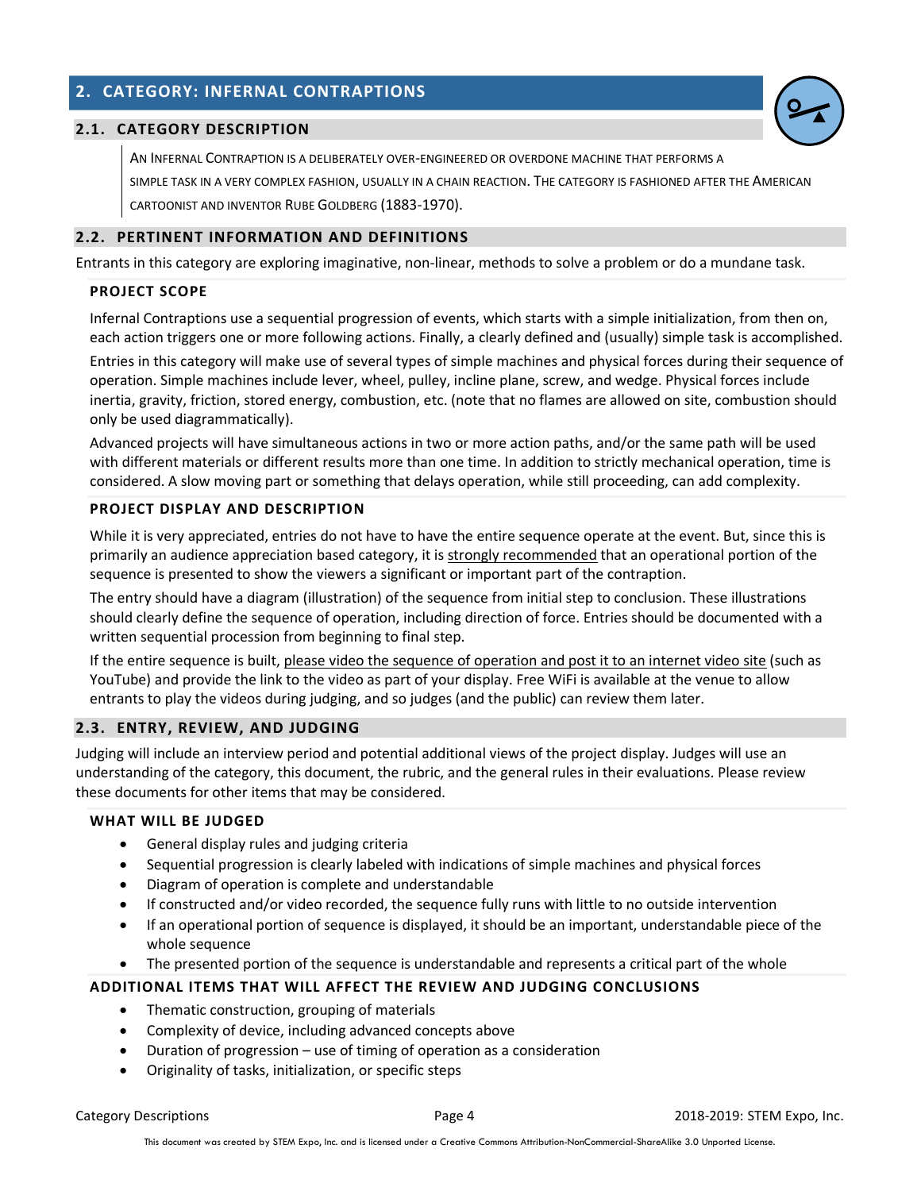## 2. CATEGORY: INFERNAL CONTRAPTIONS

### 2.1. CATEGORY DESCRIPTION

AN INFERNAL CONTRAPTION IS A DELIBERATELY OVER-ENGINEERED OR OVERDONE MACHINE THAT PERFORMS A SIMPLE TASK IN A VERY COMPLEX FASHION, USUALLY IN A CHAIN REACTION. THE CATEGORY IS FASHIONED AFTER THE AMERICAN CARTOONIST AND INVENTOR RUBE GOLDBERG (1883-1970).

### 2.2. PERTINENT INFORMATION AND DEFINITIONS

Entrants in this category are exploring imaginative, non-linear, methods to solve a problem or do a mundane task.

#### PROJECT SCOPE

Infernal Contraptions use a sequential progression of events, which starts with a simple initialization, from then on, each action triggers one or more following actions. Finally, a clearly defined and (usually) simple task is accomplished.

Entries in this category will make use of several types of simple machines and physical forces during their sequence of operation. Simple machines include lever, wheel, pulley, incline plane, screw, and wedge. Physical forces include inertia, gravity, friction, stored energy, combustion, etc. (note that no flames are allowed on site, combustion should only be used diagrammatically).

Advanced projects will have simultaneous actions in two or more action paths, and/or the same path will be used with different materials or different results more than one time. In addition to strictly mechanical operation, time is considered. A slow moving part or something that delays operation, while still proceeding, can add complexity.

#### PROJECT DISPLAY AND DESCRIPTION

While it is very appreciated, entries do not have to have the entire sequence operate at the event. But, since this is primarily an audience appreciation based category, it is strongly recommended that an operational portion of the sequence is presented to show the viewers a significant or important part of the contraption.

The entry should have a diagram (illustration) of the sequence from initial step to conclusion. These illustrations should clearly define the sequence of operation, including direction of force. Entries should be documented with a written sequential procession from beginning to final step.

If the entire sequence is built, please video the sequence of operation and post it to an internet video site (such as YouTube) and provide the link to the video as part of your display. Free WiFi is available at the venue to allow entrants to play the videos during judging, and so judges (and the public) can review them later.

### 2.3. ENTRY, REVIEW, AND JUDGING

Judging will include an interview period and potential additional views of the project display. Judges will use an understanding of the category, this document, the rubric, and the general rules in their evaluations. Please review these documents for other items that may be considered.

#### WHAT WILL BE JUDGED

- General display rules and judging criteria
- Sequential progression is clearly labeled with indications of simple machines and physical forces
- Diagram of operation is complete and understandable
- If constructed and/or video recorded, the sequence fully runs with little to no outside intervention
- If an operational portion of sequence is displayed, it should be an important, understandable piece of the whole sequence
- The presented portion of the sequence is understandable and represents a critical part of the whole

#### ADDITIONAL ITEMS THAT WILL AFFECT THE REVIEW AND JUDGING CONCLUSIONS

- Thematic construction, grouping of materials
- Complexity of device, including advanced concepts above
- Duration of progression – use of timing of operation as a consideration
- Originality of tasks, initialization, or specific steps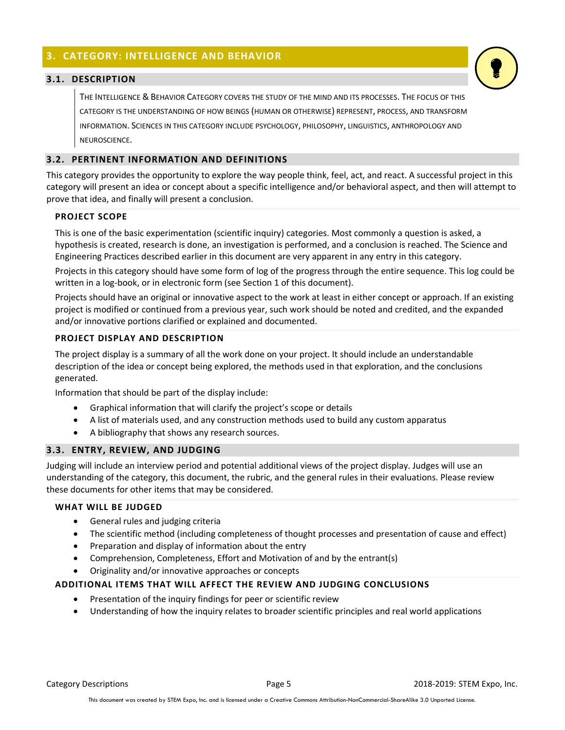## 3. CATEGORY: INTELLIGENCE AND BEHAVIOR

### 3.1. DESCRIPTION

THE INTELLIGENCE & BEHAVIOR CATEGORY COVERS THE STUDY OF THE MIND AND ITS PROCESSES. THE FOCUS OF THIS CATEGORY IS THE UNDERSTANDING OF HOW BEINGS (HUMAN OR OTHERWISE) REPRESENT, PROCESS, AND TRANSFORM INFORMATION. SCIENCES IN THIS CATEGORY INCLUDE PSYCHOLOGY, PHILOSOPHY, LINGUISTICS, ANTHROPOLOGY AND NEUROSCIENCE.

### 3.2. PERTINENT INFORMATION AND DEFINITIONS

This category provides the opportunity to explore the way people think, feel, act, and react. A successful project in this category will present an idea or concept about a specific intelligence and/or behavioral aspect, and then will attempt to prove that idea, and finally will present a conclusion.

#### PROJECT SCOPE

This is one of the basic experimentation (scientific inquiry) categories. Most commonly a question is asked, a hypothesis is created, research is done, an investigation is performed, and a conclusion is reached. The Science and Engineering Practices described earlier in this document are very apparent in any entry in this category.

Projects in this category should have some form of log of the progress through the entire sequence. This log could be written in a log-book, or in electronic form (see Section 1 of this document).

Projects should have an original or innovative aspect to the work at least in either concept or approach. If an existing project is modified or continued from a previous year, such work should be noted and credited, and the expanded and/or innovative portions clarified or explained and documented.

#### PROJECT DISPLAY AND DESCRIPTION

The project display is a summary of all the work done on your project. It should include an understandable description of the idea or concept being explored, the methods used in that exploration, and the conclusions generated.

Information that should be part of the display include:

- Graphical information that will clarify the project's scope or details
- A list of materials used, and any construction methods used to build any custom apparatus
- A bibliography that shows any research sources.

### 3.3. ENTRY, REVIEW, AND JUDGING

Judging will include an interview period and potential additional views of the project display. Judges will use an understanding of the category, this document, the rubric, and the general rules in their evaluations. Please review these documents for other items that may be considered.

#### WHAT WILL BE JUDGED

- General rules and judging criteria
- The scientific method (including completeness of thought processes and presentation of cause and effect)
- Preparation and display of information about the entry
- Comprehension, Completeness, Effort and Motivation of and by the entrant(s)
- Originality and/or innovative approaches or concepts

#### ADDITIONAL ITEMS THAT WILL AFFECT THE REVIEW AND JUDGING CONCLUSIONS

- Presentation of the inquiry findings for peer or scientific review
- Understanding of how the inquiry relates to broader scientific principles and real world applications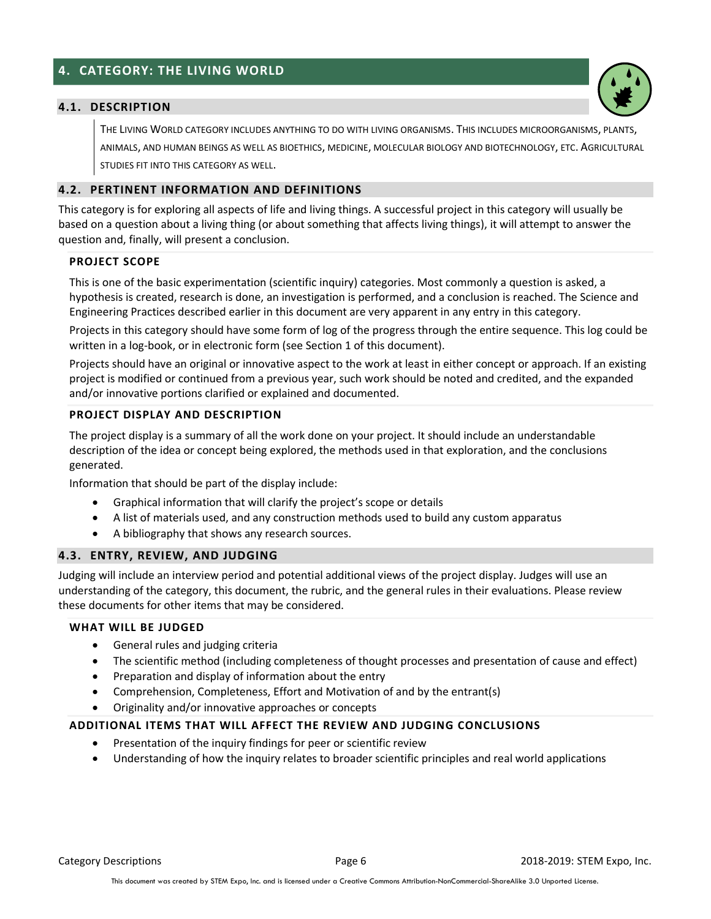## 4. CATEGORY: THE LIVING WORLD

### 4.1. DESCRIPTION

THE LIVING WORLD CATEGORY INCLUDES ANYTHING TO DO WITH LIVING ORGANISMS. THIS INCLUDES MICROORGANISMS, PLANTS, ANIMALS, AND HUMAN BEINGS AS WELL AS BIOETHICS, MEDICINE, MOLECULAR BIOLOGY AND BIOTECHNOLOGY, ETC. AGRICULTURAL STUDIES FIT INTO THIS CATEGORY AS WELL.

### 4.2. PERTINENT INFORMATION AND DEFINITIONS

This category is for exploring all aspects of life and living things. A successful project in this category will usually be based on a question about a living thing (or about something that affects living things), it will attempt to answer the question and, finally, will present a conclusion.

#### PROJECT SCOPE

This is one of the basic experimentation (scientific inquiry) categories. Most commonly a question is asked, a hypothesis is created, research is done, an investigation is performed, and a conclusion is reached. The Science and Engineering Practices described earlier in this document are very apparent in any entry in this category.

Projects in this category should have some form of log of the progress through the entire sequence. This log could be written in a log-book, or in electronic form (see Section 1 of this document).

Projects should have an original or innovative aspect to the work at least in either concept or approach. If an existing project is modified or continued from a previous year, such work should be noted and credited, and the expanded and/or innovative portions clarified or explained and documented.

#### PROJECT DISPLAY AND DESCRIPTION

The project display is a summary of all the work done on your project. It should include an understandable description of the idea or concept being explored, the methods used in that exploration, and the conclusions generated.

Information that should be part of the display include:

- Graphical information that will clarify the project's scope or details
- A list of materials used, and any construction methods used to build any custom apparatus
- A bibliography that shows any research sources.

### 4.3. ENTRY, REVIEW, AND JUDGING

Judging will include an interview period and potential additional views of the project display. Judges will use an understanding of the category, this document, the rubric, and the general rules in their evaluations. Please review these documents for other items that may be considered.

#### WHAT WILL BE JUDGED

- General rules and judging criteria
- The scientific method (including completeness of thought processes and presentation of cause and effect)
- Preparation and display of information about the entry
- Comprehension, Completeness, Effort and Motivation of and by the entrant(s)
- Originality and/or innovative approaches or concepts

#### ADDITIONAL ITEMS THAT WILL AFFECT THE REVIEW AND JUDGING CONCLUSIONS

- Presentation of the inquiry findings for peer or scientific review
- Understanding of how the inquiry relates to broader scientific principles and real world applications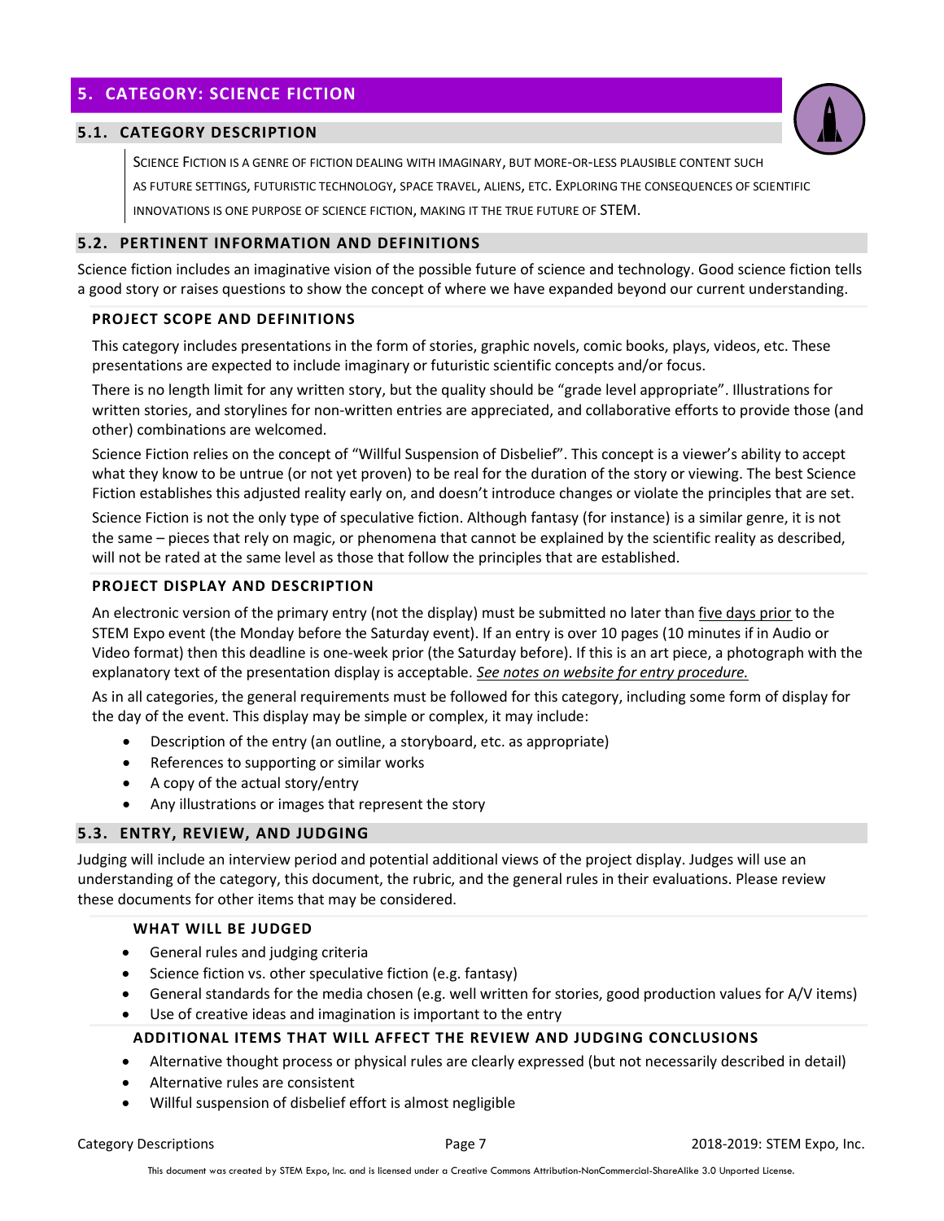## 5. CATEGORY: SCIENCE FICTION

### 5.1. CATEGORY DESCRIPTION

Science Fiction is a genre of fiction dealing with imaginary, but more-or-less plausible content such as future settings, futuristic technology, space travel, aliens, etc. Exploring the consequences of scientific innovations is one purpose of science fiction, making it the true future of STEM.

### 5.2. PERTINENT INFORMATION AND DEFINITIONS

Science fiction includes an imaginative vision of the possible future of science and technology. Good science fiction tells a good story or raises questions to show the concept of where we have expanded beyond our current understanding.

#### PROJECT SCOPE AND DEFINITIONS

This category includes presentations in the form of stories, graphic novels, comic books, plays, videos, etc. These presentations are expected to include imaginary or futuristic scientific concepts and/or focus.

There is no length limit for any written story, but the quality should be "grade level appropriate". Illustrations for written stories, and storylines for non-written entries are appreciated, and collaborative efforts to provide those (and other) combinations are welcomed.

Science Fiction relies on the concept of "Willful Suspension of Disbelief". This concept is a viewer's ability to accept what they know to be untrue (or not yet proven) to be real for the duration of the story or viewing. The best Science Fiction establishes this adjusted reality early on, and doesn't introduce changes or violate the principles that are set.

Science Fiction is not the only type of speculative fiction. Although fantasy (for instance) is a similar genre, it is not the same – pieces that rely on magic, or phenomena that cannot be explained by the scientific reality as described, will not be rated at the same level as those that follow the principles that are established.

#### PROJECT DISPLAY AND DESCRIPTION

An electronic version of the primary entry (not the display) must be submitted no later than five days prior to the STEM Expo event (the Monday before the Saturday event). If an entry is over 10 pages (10 minutes if in Audio or Video format) then this deadline is one-week prior (the Saturday before). If this is an art piece, a photograph with the explanatory text of the presentation display is acceptable. *See notes on website for entry procedure.*

As in all categories, the general requirements must be followed for this category, including some form of display for the day of the event. This display may be simple or complex, it may include:

- Description of the entry (an outline, a storyboard, etc. as appropriate)
- References to supporting or similar works
- A copy of the actual story/entry
- Any illustrations or images that represent the story

### 5.3. ENTRY, REVIEW, AND JUDGING

Judging will include an interview period and potential additional views of the project display. Judges will use an understanding of the category, this document, the rubric, and the general rules in their evaluations. Please review these documents for other items that may be considered.

#### WHAT WILL BE JUDGED

- General rules and judging criteria
- Science fiction vs. other speculative fiction (e.g. fantasy)
- General standards for the media chosen (e.g. well written for stories, good production values for A/V items)
- Use of creative ideas and imagination is important to the entry

#### ADDITIONAL ITEMS THAT WILL AFFECT THE REVIEW AND JUDGING CONCLUSIONS

- Alternative thought process or physical rules are clearly expressed (but not necessarily described in detail)
- Alternative rules are consistent
- Willful suspension of disbelief effort is almost negligible

This document was created by STEM Expo, Inc. and is licensed under a Creative Commons Attribution-NonCommercial-ShareAlike 3.0 Unported License.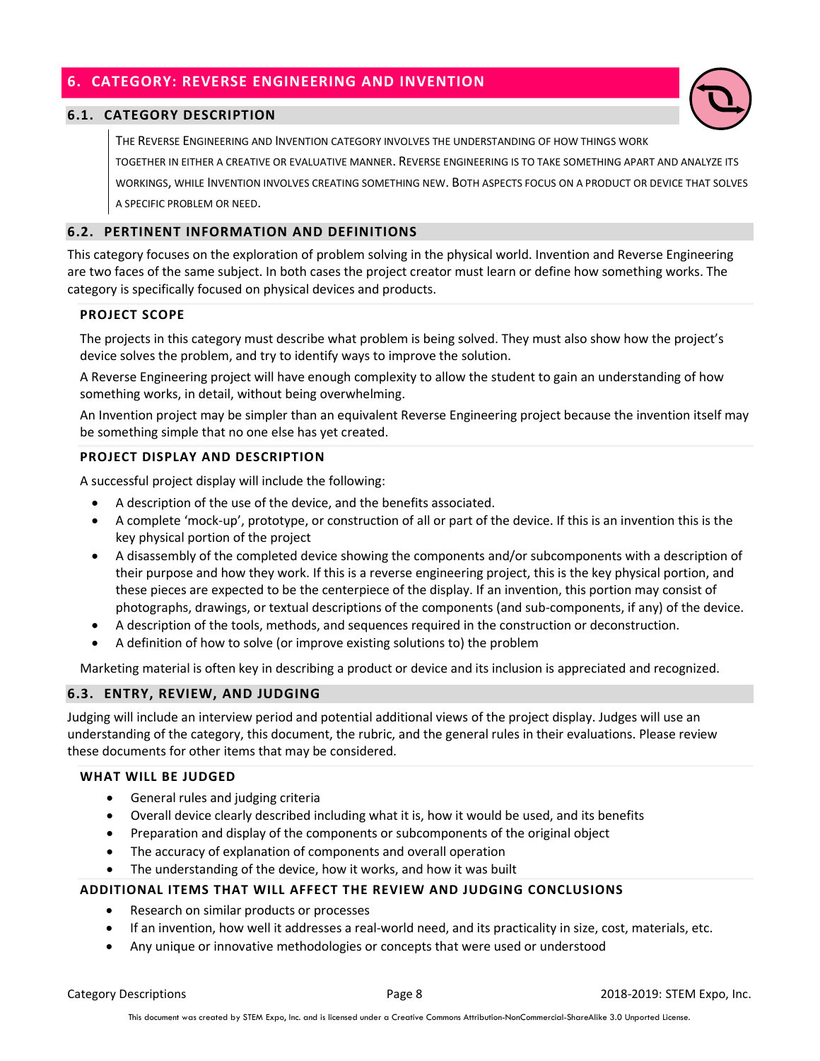## 6. CATEGORY: REVERSE ENGINEERING AND INVENTION

### 6.1. CATEGORY DESCRIPTION

THE REVERSE ENGINEERING AND INVENTION CATEGORY INVOLVES THE UNDERSTANDING OF HOW THINGS WORK TOGETHER IN EITHER A CREATIVE OR EVALUATIVE MANNER. REVERSE ENGINEERING IS TO TAKE SOMETHING APART AND ANALYZE ITS WORKINGS, WHILE INVENTION INVOLVES CREATING SOMETHING NEW. BOTH ASPECTS FOCUS ON A PRODUCT OR DEVICE THAT SOLVES A SPECIFIC PROBLEM OR NEED.

### 6.2. PERTINENT INFORMATION AND DEFINITIONS

This category focuses on the exploration of problem solving in the physical world. Invention and Reverse Engineering are two faces of the same subject. In both cases the project creator must learn or define how something works. The category is specifically focused on physical devices and products.

#### PROJECT SCOPE

The projects in this category must describe what problem is being solved. They must also show how the project's device solves the problem, and try to identify ways to improve the solution.

A Reverse Engineering project will have enough complexity to allow the student to gain an understanding of how something works, in detail, without being overwhelming.

An Invention project may be simpler than an equivalent Reverse Engineering project because the invention itself may be something simple that no one else has yet created.

#### PROJECT DISPLAY AND DESCRIPTION

A successful project display will include the following:

- A description of the use of the device, and the benefits associated.
- A complete 'mock-up', prototype, or construction of all or part of the device. If this is an invention this is the key physical portion of the project
- A disassembly of the completed device showing the components and/or subcomponents with a description of their purpose and how they work. If this is a reverse engineering project, this is the key physical portion, and these pieces are expected to be the centerpiece of the display. If an invention, this portion may consist of photographs, drawings, or textual descriptions of the components (and sub-components, if any) of the device.
- A description of the tools, methods, and sequences required in the construction or deconstruction.
- A definition of how to solve (or improve existing solutions to) the problem

Marketing material is often key in describing a product or device and its inclusion is appreciated and recognized.

### 6.3. ENTRY, REVIEW, AND JUDGING

Judging will include an interview period and potential additional views of the project display. Judges will use an understanding of the category, this document, the rubric, and the general rules in their evaluations. Please review these documents for other items that may be considered.

#### WHAT WILL BE JUDGED

- General rules and judging criteria
- Overall device clearly described including what it is, how it would be used, and its benefits
- Preparation and display of the components or subcomponents of the original object
- The accuracy of explanation of components and overall operation
- The understanding of the device, how it works, and how it was built

#### ADDITIONAL ITEMS THAT WILL AFFECT THE REVIEW AND JUDGING CONCLUSIONS

- Research on similar products or processes
- If an invention, how well it addresses a real-world need, and its practicality in size, cost, materials, etc.
- Any unique or innovative methodologies or concepts that were used or understood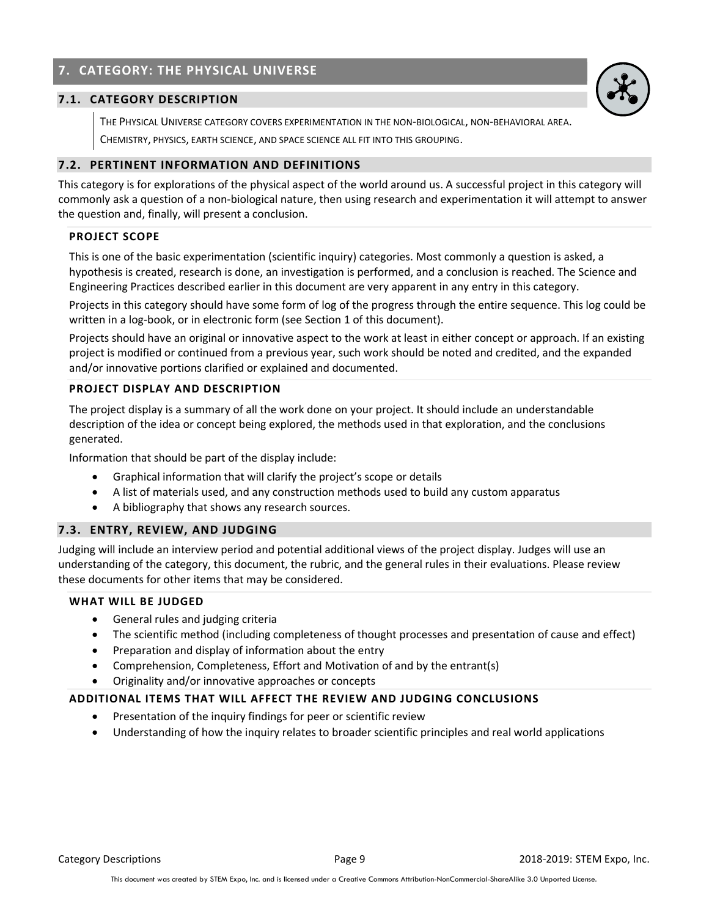## 7. CATEGORY: THE PHYSICAL UNIVERSE

### 7.1. CATEGORY DESCRIPTION

THE PHYSICAL UNIVERSE CATEGORY COVERS EXPERIMENTATION IN THE NON-BIOLOGICAL, NON-BEHAVIORAL AREA. CHEMISTRY, PHYSICS, EARTH SCIENCE, AND SPACE SCIENCE ALL FIT INTO THIS GROUPING.

### 7.2. PERTINENT INFORMATION AND DEFINITIONS

This category is for explorations of the physical aspect of the world around us. A successful project in this category will commonly ask a question of a non-biological nature, then using research and experimentation it will attempt to answer the question and, finally, will present a conclusion.

#### PROJECT SCOPE

This is one of the basic experimentation (scientific inquiry) categories. Most commonly a question is asked, a hypothesis is created, research is done, an investigation is performed, and a conclusion is reached. The Science and Engineering Practices described earlier in this document are very apparent in any entry in this category.

Projects in this category should have some form of log of the progress through the entire sequence. This log could be written in a log-book, or in electronic form (see Section 1 of this document).

Projects should have an original or innovative aspect to the work at least in either concept or approach. If an existing project is modified or continued from a previous year, such work should be noted and credited, and the expanded and/or innovative portions clarified or explained and documented.

#### PROJECT DISPLAY AND DESCRIPTION

The project display is a summary of all the work done on your project. It should include an understandable description of the idea or concept being explored, the methods used in that exploration, and the conclusions generated.

Information that should be part of the display include:

- Graphical information that will clarify the project's scope or details
- A list of materials used, and any construction methods used to build any custom apparatus
- A bibliography that shows any research sources.

### 7.3. ENTRY, REVIEW, AND JUDGING

Judging will include an interview period and potential additional views of the project display. Judges will use an understanding of the category, this document, the rubric, and the general rules in their evaluations. Please review these documents for other items that may be considered.

#### WHAT WILL BE JUDGED

- General rules and judging criteria
- The scientific method (including completeness of thought processes and presentation of cause and effect)
- Preparation and display of information about the entry
- Comprehension, Completeness, Effort and Motivation of and by the entrant(s)
- Originality and/or innovative approaches or concepts

#### ADDITIONAL ITEMS THAT WILL AFFECT THE REVIEW AND JUDGING CONCLUSIONS

- Presentation of the inquiry findings for peer or scientific review
- Understanding of how the inquiry relates to broader scientific principles and real world applications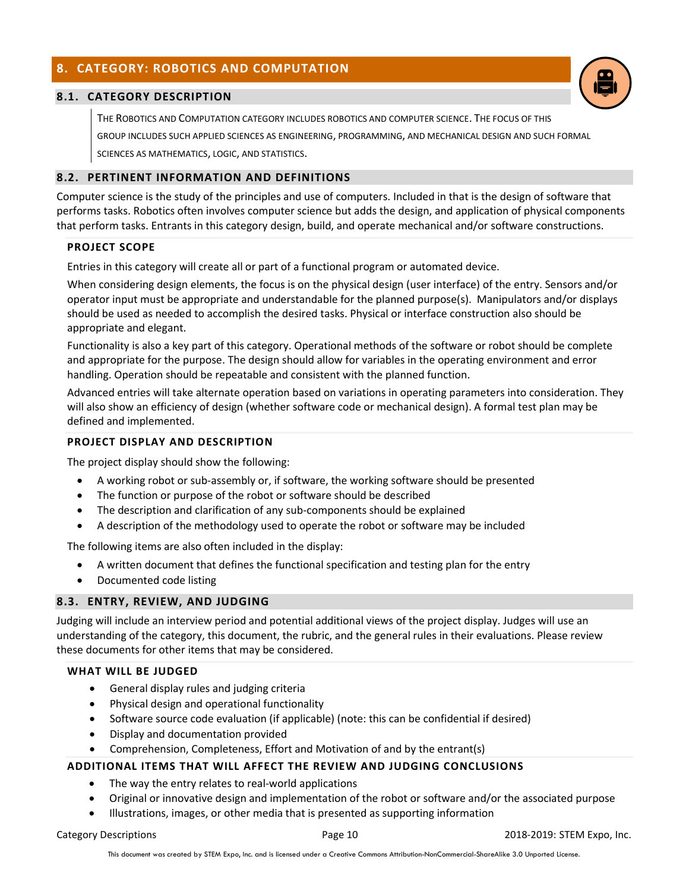# 8. CATEGORY: ROBOTICS AND COMPUTATION

## 8.1. CATEGORY DESCRIPTION

THE ROBOTICS AND COMPUTATION CATEGORY INCLUDES ROBOTICS AND COMPUTER SCIENCE. THE FOCUS OF THIS GROUP INCLUDES SUCH APPLIED SCIENCES AS ENGINEERING, PROGRAMMING, AND MECHANICAL DESIGN AND SUCH FORMAL SCIENCES AS MATHEMATICS, LOGIC, AND STATISTICS.

## 8.2. PERTINENT INFORMATION AND DEFINITIONS

Computer science is the study of the principles and use of computers. Included in that is the design of software that performs tasks. Robotics often involves computer science but adds the design, and application of physical components that perform tasks. Entrants in this category design, build, and operate mechanical and/or software constructions.

### PROJECT SCOPE

Entries in this category will create all or part of a functional program or automated device.

When considering design elements, the focus is on the physical design (user interface) of the entry. Sensors and/or operator input must be appropriate and understandable for the planned purpose(s). Manipulators and/or displays should be used as needed to accomplish the desired tasks. Physical or interface construction also should be appropriate and elegant.

Functionality is also a key part of this category. Operational methods of the software or robot should be complete and appropriate for the purpose. The design should allow for variables in the operating environment and error handling. Operation should be repeatable and consistent with the planned function.

Advanced entries will take alternate operation based on variations in operating parameters into consideration. They will also show an efficiency of design (whether software code or mechanical design). A formal test plan may be defined and implemented.

### PROJECT DISPLAY AND DESCRIPTION

The project display should show the following:

- A working robot or sub-assembly or, if software, the working software should be presented
- The function or purpose of the robot or software should be described
- The description and clarification of any sub-components should be explained
- A description of the methodology used to operate the robot or software may be included

The following items are also often included in the display:

- A written document that defines the functional specification and testing plan for the entry
- Documented code listing

## 8.3. ENTRY, REVIEW, AND JUDGING

Judging will include an interview period and potential additional views of the project display. Judges will use an understanding of the category, this document, the rubric, and the general rules in their evaluations. Please review these documents for other items that may be considered.

### WHAT WILL BE JUDGED

- General display rules and judging criteria
- Physical design and operational functionality
- Software source code evaluation (if applicable) (note: this can be confidential if desired)
- Display and documentation provided
- Comprehension, Completeness, Effort and Motivation of and by the entrant(s)

### ADDITIONAL ITEMS THAT WILL AFFECT THE REVIEW AND JUDGING CONCLUSIONS

- The way the entry relates to real-world applications
- Original or innovative design and implementation of the robot or software and/or the associated purpose
- Illustrations, images, or other media that is presented as supporting information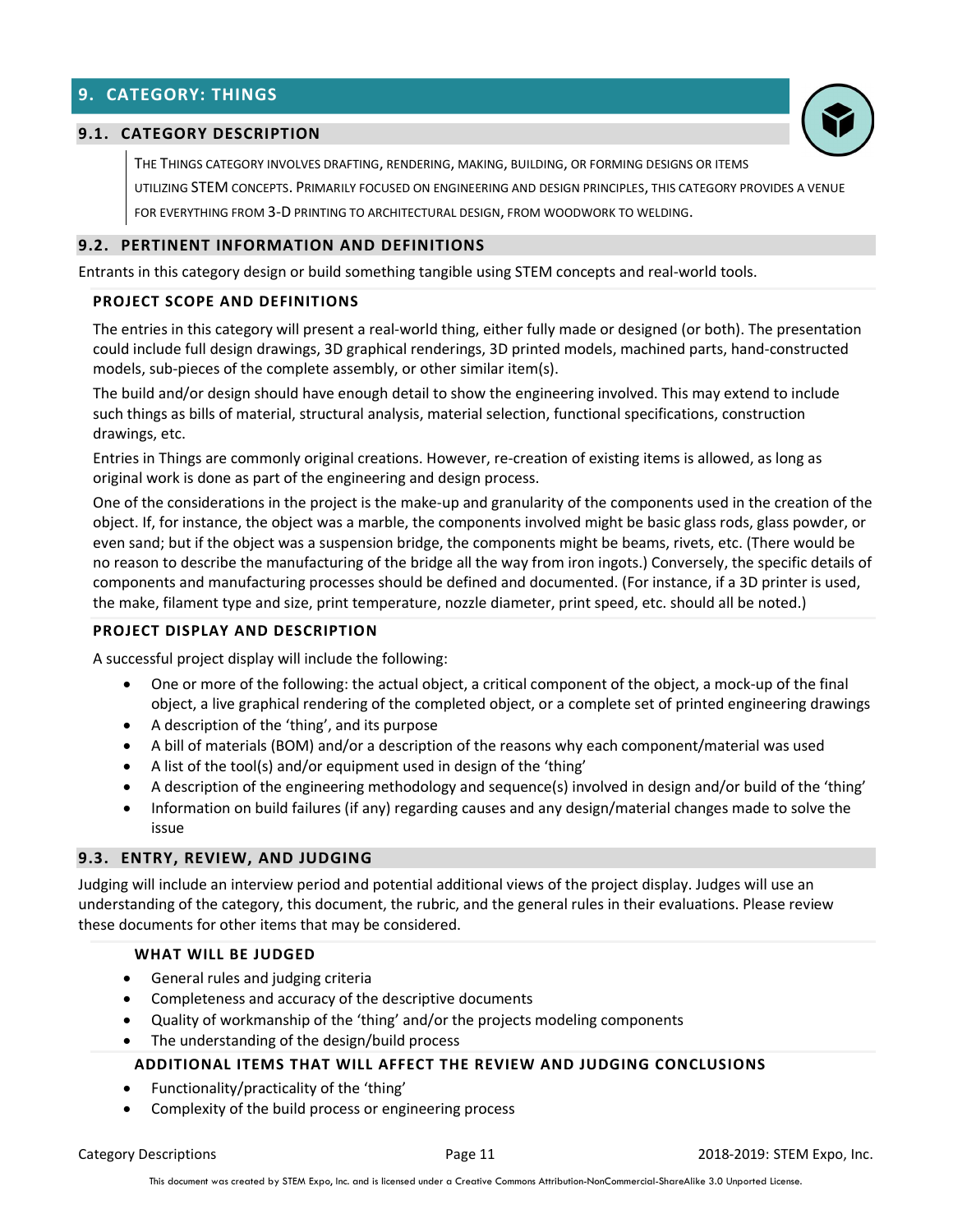## 9. CATEGORY: THINGS

### 9.1. CATEGORY DESCRIPTION

THE THINGS CATEGORY INVOLVES DRAFTING, RENDERING, MAKING, BUILDING, OR FORMING DESIGNS OR ITEMS UTILIZING STEM CONCEPTS. PRIMARILY FOCUSED ON ENGINEERING AND DESIGN PRINCIPLES, THIS CATEGORY PROVIDES A VENUE FOR EVERYTHING FROM 3-D PRINTING TO ARCHITECTURAL DESIGN, FROM WOODWORK TO WELDING.

### 9.2. PERTINENT INFORMATION AND DEFINITIONS

Entrants in this category design or build something tangible using STEM concepts and real-world tools.

#### PROJECT SCOPE AND DEFINITIONS

The entries in this category will present a real-world thing, either fully made or designed (or both). The presentation could include full design drawings, 3D graphical renderings, 3D printed models, machined parts, hand-constructed models, sub-pieces of the complete assembly, or other similar item(s).

The build and/or design should have enough detail to show the engineering involved. This may extend to include such things as bills of material, structural analysis, material selection, functional specifications, construction drawings, etc.

Entries in Things are commonly original creations. However, re-creation of existing items is allowed, as long as original work is done as part of the engineering and design process.

One of the considerations in the project is the make-up and granularity of the components used in the creation of the object. If, for instance, the object was a marble, the components involved might be basic glass rods, glass powder, or even sand; but if the object was a suspension bridge, the components might be beams, rivets, etc. (There would be no reason to describe the manufacturing of the bridge all the way from iron ingots.) Conversely, the specific details of components and manufacturing processes should be defined and documented. (For instance, if a 3D printer is used, the make, filament type and size, print temperature, nozzle diameter, print speed, etc. should all be noted.)

#### PROJECT DISPLAY AND DESCRIPTION

A successful project display will include the following:

- One or more of the following: the actual object, a critical component of the object, a mock-up of the final object, a live graphical rendering of the completed object, or a complete set of printed engineering drawings
- A description of the 'thing', and its purpose
- A bill of materials (BOM) and/or a description of the reasons why each component/material was used
- A list of the tool(s) and/or equipment used in design of the 'thing'
- A description of the engineering methodology and sequence(s) involved in design and/or build of the 'thing'
- Information on build failures (if any) regarding causes and any design/material changes made to solve the issue

### 9.3. ENTRY, REVIEW, AND JUDGING

Judging will include an interview period and potential additional views of the project display. Judges will use an understanding of the category, this document, the rubric, and the general rules in their evaluations. Please review these documents for other items that may be considered.

#### WHAT WILL BE JUDGED

- General rules and judging criteria
- Completeness and accuracy of the descriptive documents
- Quality of workmanship of the 'thing' and/or the projects modeling components
- The understanding of the design/build process

#### ADDITIONAL ITEMS THAT WILL AFFECT THE REVIEW AND JUDGING CONCLUSIONS

- Functionality/practicality of the 'thing'
- Complexity of the build process or engineering process

This document was created by STEM Expo, Inc. and is licensed under a Creative Commons Attribution-NonCommercial-ShareAlike 3.0 Unported License.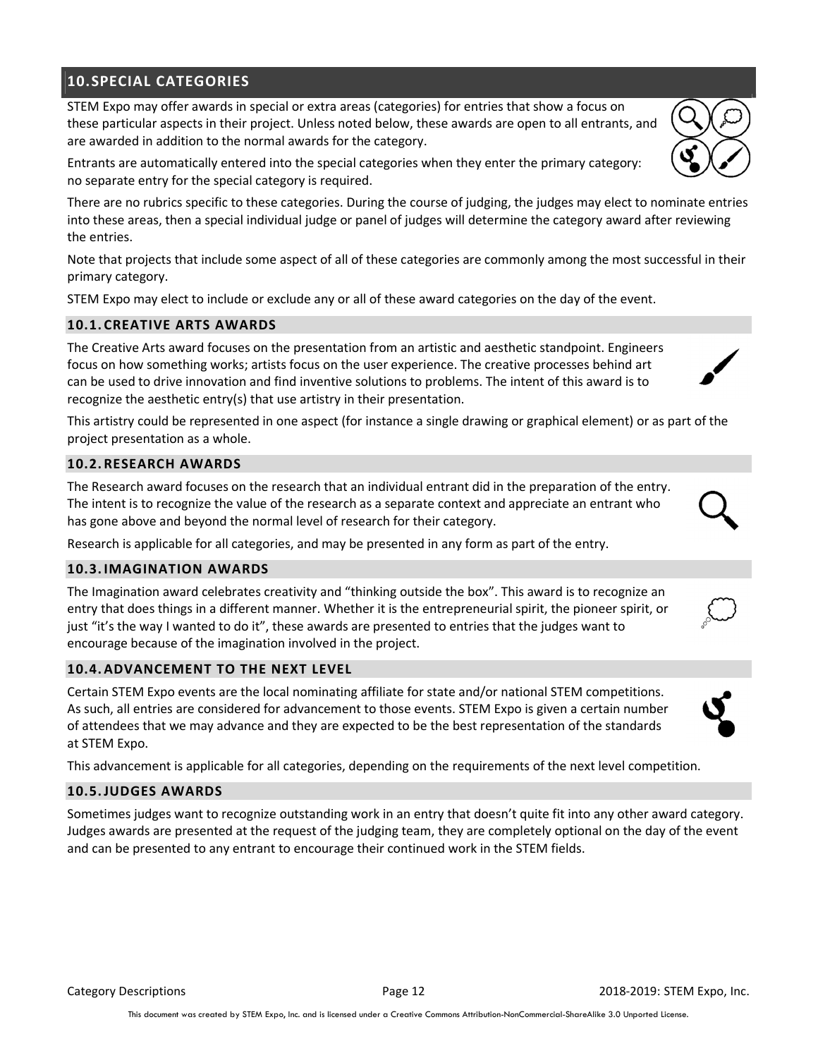## 10. SPECIAL CATEGORIES

STEM Expo may offer awards in special or extra areas (categories) for entries that show a focus on these particular aspects in their project. Unless noted below, these awards are open to all entrants, and are awarded in addition to the normal awards for the category.

Entrants are automatically entered into the special categories when they enter the primary category: no separate entry for the special category is required.

There are no rubrics specific to these categories. During the course of judging, the judges may elect to nominate entries into these areas, then a special individual judge or panel of judges will determine the category award after reviewing the entries.

Note that projects that include some aspect of all of these categories are commonly among the most successful in their primary category.

STEM Expo may elect to include or exclude any or all of these award categories on the day of the event.

### 10.1. CREATIVE ARTS AWARDS

The Creative Arts award focuses on the presentation from an artistic and aesthetic standpoint. Engineers focus on how something works; artists focus on the user experience. The creative processes behind art can be used to drive innovation and find inventive solutions to problems. The intent of this award is to recognize the aesthetic entry(s) that use artistry in their presentation.

This artistry could be represented in one aspect (for instance a single drawing or graphical element) or as part of the project presentation as a whole.

### 10.2. RESEARCH AWARDS

The Research award focuses on the research that an individual entrant did in the preparation of the entry. The intent is to recognize the value of the research as a separate context and appreciate an entrant who has gone above and beyond the normal level of research for their category.

Research is applicable for all categories, and may be presented in any form as part of the entry.

### 10.3. IMAGINATION AWARDS

The Imagination award celebrates creativity and "thinking outside the box". This award is to recognize an entry that does things in a different manner. Whether it is the entrepreneurial spirit, the pioneer spirit, or just "it's the way I wanted to do it", these awards are presented to entries that the judges want to encourage because of the imagination involved in the project.

### 10.4. ADVANCEMENT TO THE NEXT LEVEL

Certain STEM Expo events are the local nominating affiliate for state and/or national STEM competitions. As such, all entries are considered for advancement to those events. STEM Expo is given a certain number of attendees that we may advance and they are expected to be the best representation of the standards at STEM Expo.

This advancement is applicable for all categories, depending on the requirements of the next level competition.

### 10.5. JUDGES AWARDS

Sometimes judges want to recognize outstanding work in an entry that doesn't quite fit into any other award category. Judges awards are presented at the request of the judging team, they are completely optional on the day of the event and can be presented to any entrant to encourage their continued work in the STEM fields.